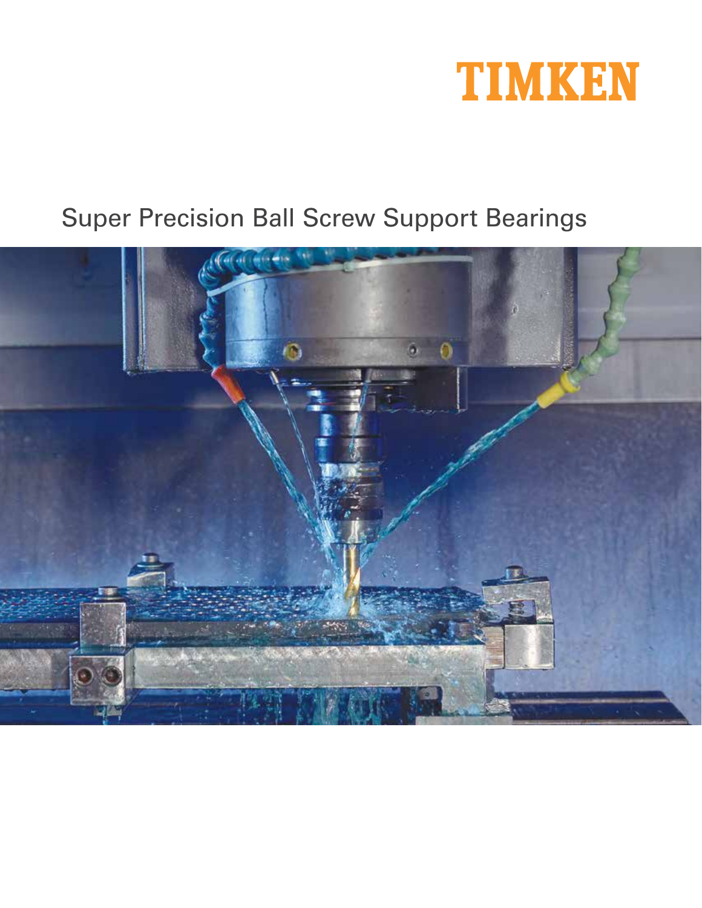TIMKEN

# Super Precision Ball Screw Support Bearings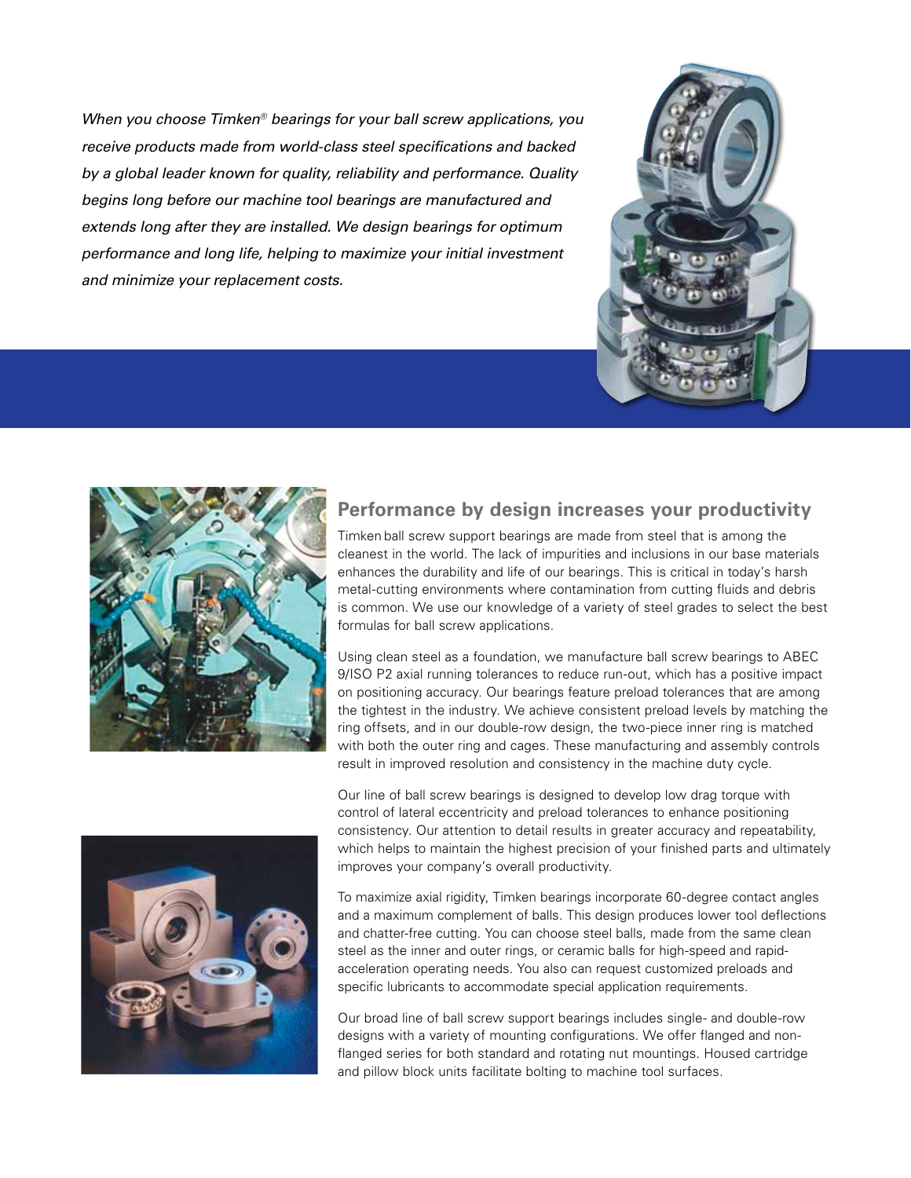*When you choose Timken® bearings for your ball screw applications, you receive products made from world-class steel specifications and backed by a global leader known for quality, reliability and performance. Quality begins long before our machine tool bearings are manufactured and extends long after they are installed. We design bearings for optimum performance and long life, helping to maximize your initial investment and minimize your replacement costs.*

## Performance by design increases your productivity

Timken ball screw support bearings are made from steel that is among the cleanest in the world. The lack of impurities and inclusions in our base materials enhances the durability and life of our bearings. This is critical in today's harsh metal-cutting environments where contamination from cutting fluids and debris is common. We use our knowledge of a variety of steel grades to select the best formulas for ball screw applications.

Using clean steel as a foundation, we manufacture ball screw bearings to ABEC 9/ISO P2 axial running tolerances to reduce run-out, which has a positive impact on positioning accuracy. Our bearings feature preload tolerances that are among the tightest in the industry. We achieve consistent preload levels by matching the ring offsets, and in our double-row design, the two-piece inner ring is matched with both the outer ring and cages. These manufacturing and assembly controls result in improved resolution and consistency in the machine duty cycle.

Our line of ball screw bearings is designed to develop low drag torque with control of lateral eccentricity and preload tolerances to enhance positioning consistency. Our attention to detail results in greater accuracy and repeatability, which helps to maintain the highest precision of your finished parts and ultimately improves your company's overall productivity.

To maximize axial rigidity, Timken bearings incorporate 60-degree contact angles and a maximum complement of balls. This design produces lower tool deflections and chatter-free cutting. You can choose steel balls, made from the same clean steel as the inner and outer rings, or ceramic balls for high-speed and rapid-acceleration operating needs. You also can request customized preloads and specific lubricants to accommodate special application requirements.

Our broad line of ball screw support bearings includes single- and double-row designs with a variety of mounting configurations. We offer flanged and non-flanged series for both standard and rotating nut mountings. Housed cartridge and pillow block units facilitate bolting to machine tool surfaces.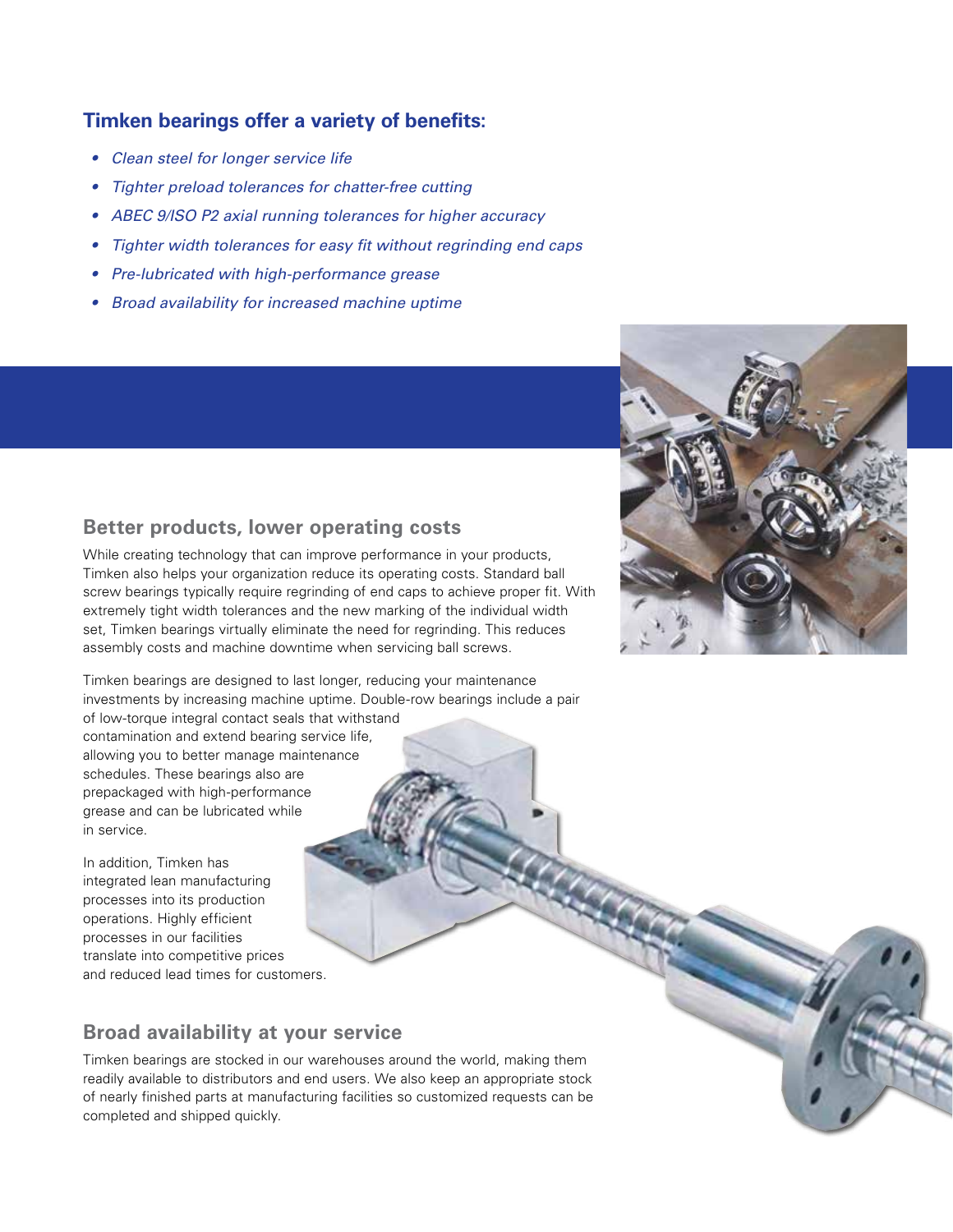## Timken bearings offer a variety of benefits:

- *Clean steel for longer service life*
- *Tighter preload tolerances for chatter-free cutting*
- *ABEC 9/ISO P2 axial running tolerances for higher accuracy*
- *Tighter width tolerances for easy fit without regrinding end caps*
- *Pre-lubricated with high-performance grease*
- *Broad availability for increased machine uptime*

### Better products, lower operating costs

While creating technology that can improve performance in your products, Timken also helps your organization reduce its operating costs. Standard ball screw bearings typically require regrinding of end caps to achieve proper fit. With extremely tight width tolerances and the new marking of the individual width set, Timken bearings virtually eliminate the need for regrinding. This reduces assembly costs and machine downtime when servicing ball screws.

Timken bearings are designed to last longer, reducing your maintenance investments by increasing machine uptime. Double-row bearings include a pair of low-torque integral contact seals that withstand contamination and extend bearing service life, allowing you to better manage maintenance schedules. These bearings also are prepackaged with high-performance grease and can be lubricated while in service.

In addition, Timken has integrated lean manufacturing processes into its production operations. Highly efficient processes in our facilities translate into competitive prices and reduced lead times for customers.

### Broad availability at your service

Timken bearings are stocked in our warehouses around the world, making them readily available to distributors and end users. We also keep an appropriate stock of nearly finished parts at manufacturing facilities so customized requests can be completed and shipped quickly.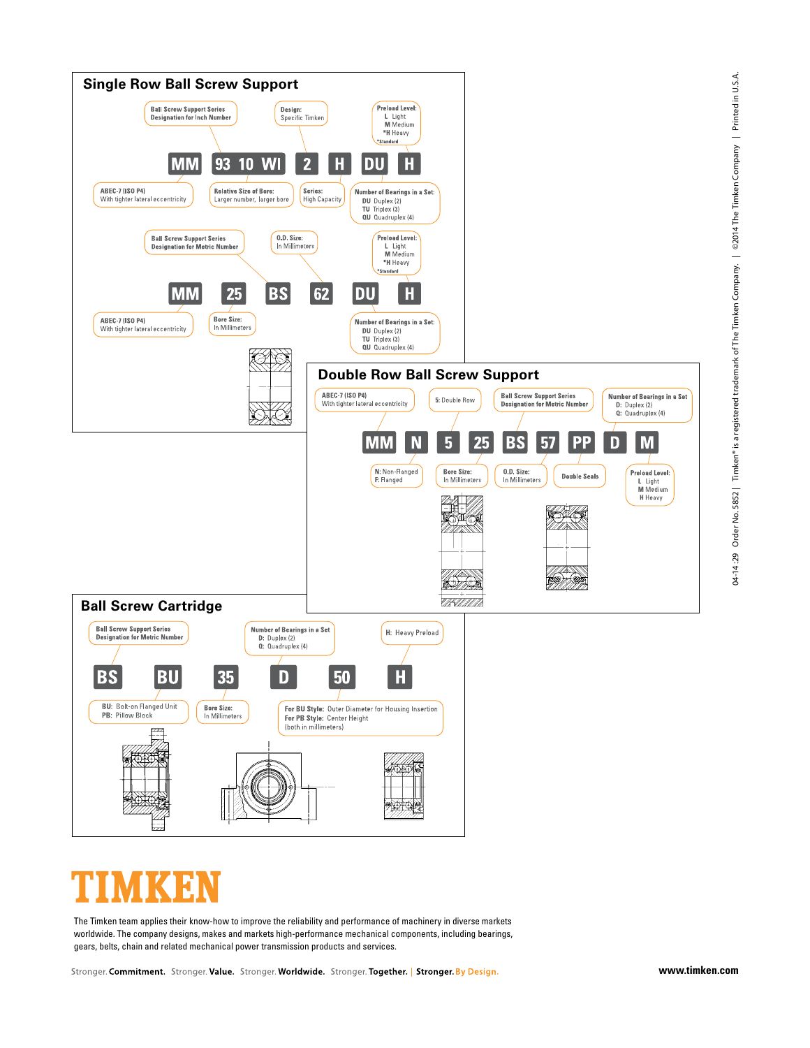## Single Row Ball Screw Support

**MM** | **93 10 WI** | **2** | **H** | **DU** | **H**

- **MM** — ABEC-7 (ISO P4): With tighter lateral eccentricity
- **93** — Ball Screw Support Series Designation for Inch Number
- **10** — Relative Size of Bore: Larger number, larger bore
- **WI** — Design: Specific Timken
- **2** — Series: High Capacity
- **H** — Preload Level: L Light, M Medium, *H Heavy (*Standard)
- **DU** — Number of Bearings in a Set: DU Duplex (2), TU Triplex (3), QU Quadruplex (4)
- **H** — Preload Level: L Light, M Medium, *H Heavy (*Standard)

**MM** | **25** | **BS** | **62** | **DU** | **H**

- **MM** — ABEC-7 (ISO P4): With tighter lateral eccentricity
- **25** — Bore Size: In Millimeters
- **BS** — Ball Screw Support Series Designation for Metric Number
- **62** — O.D. Size: In Millimeters
- **DU** — Number of Bearings in a Set: DU Duplex (2), TU Triplex (3), QU Quadruplex (4)
- **H** — Preload Level: L Light, M Medium, *H Heavy (*Standard)

## Double Row Ball Screw Support

**MM** | **N** | **5** | **25** | **BS** | **57** | **PP** | **D** | **M**

- **MM** — ABEC-7 (ISO P4): With tighter lateral eccentricity
- **N** — N: Non-Flanged, F: Flanged
- **5** — 5: Double Row
- **25** — Bore Size: In Millimeters
- **BS** — Ball Screw Support Series Designation for Metric Number
- **57** — O.D. Size: In Millimeters
- **PP** — Double Seals
- **D** — Number of Bearings in a Set: D: Duplex (2), Q: Quadruplex (4)
- **M** — Preload Level: L Light, M Medium, H Heavy

## Ball Screw Cartridge

**BS** | **BU** | **35** | **D** | **50** | **H**

- **BS** — Ball Screw Support Series Designation for Metric Number
- **BU** — BU: Bolt-on Flanged Unit, PB: Pillow Block
- **35** — Bore Size: In Millimeters
- **D** — Number of Bearings in a Set: D: Duplex (2), Q: Quadruplex (4)
- **50** — For BU Style: Outer Diameter for Housing Insertion; For PB Style: Center Height (both in millimeters)
- **H** — H: Heavy Preload

# TIMKEN

The Timken team applies their know-how to improve the reliability and performance of machinery in diverse markets worldwide. The company designs, makes and markets high-performance mechanical components, including bearings, gears, belts, chain and related mechanical power transmission products and services.

Stronger. **Commitment.** Stronger. **Value.** Stronger. **Worldwide.** Stronger. **Together.** | **Stronger.** By Design.

www.timken.com

04-14:29 Order No. 5852 | Timken® is a registered trademark of The Timken Company. | ©2014 The Timken Company | Printed in U.S.A.